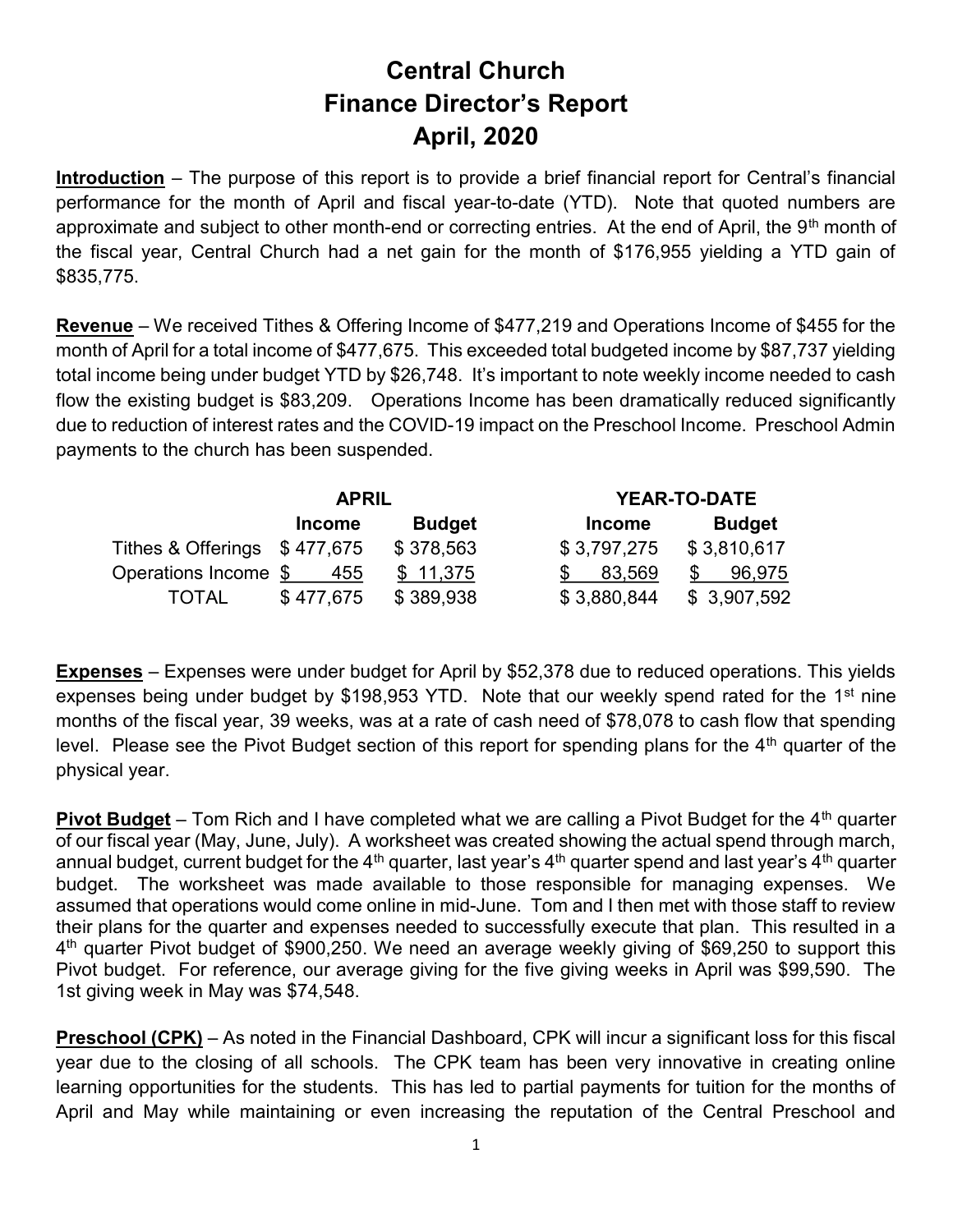# Central Church
# Finance Director's Report
# April, 2020

**Introduction** – The purpose of this report is to provide a brief financial report for Central's financial performance for the month of April and fiscal year-to-date (YTD). Note that quoted numbers are approximate and subject to other month-end or correcting entries. At the end of April, the 9th month of the fiscal year, Central Church had a net gain for the month of $176,955 yielding a YTD gain of $835,775.

**Revenue** – We received Tithes & Offering Income of $477,219 and Operations Income of $455 for the month of April for a total income of $477,675. This exceeded total budgeted income by $87,737 yielding total income being under budget YTD by $26,748. It's important to note weekly income needed to cash flow the existing budget is $83,209. Operations Income has been dramatically reduced significantly due to reduction of interest rates and the COVID-19 impact on the Preschool Income. Preschool Admin payments to the church has been suspended.

| | APRIL | | YEAR-TO-DATE | |
|---|---|---|---|---|
| | **Income** | **Budget** | **Income** | **Budget** |
| Tithes & Offerings | $ 477,675 | $ 378,563 | $ 3,797,275 | $ 3,810,617 |
| Operations Income | $ 455 | $ 11,375 | $ 83,569 | $ 96,975 |
| TOTAL | $ 477,675 | $ 389,938 | $ 3,880,844 | $ 3,907,592 |

**Expenses** – Expenses were under budget for April by $52,378 due to reduced operations. This yields expenses being under budget by $198,953 YTD. Note that our weekly spend rated for the 1st nine months of the fiscal year, 39 weeks, was at a rate of cash need of $78,078 to cash flow that spending level. Please see the Pivot Budget section of this report for spending plans for the 4th quarter of the physical year.

**Pivot Budget** – Tom Rich and I have completed what we are calling a Pivot Budget for the 4th quarter of our fiscal year (May, June, July). A worksheet was created showing the actual spend through march, annual budget, current budget for the 4th quarter, last year's 4th quarter spend and last year's 4th quarter budget. The worksheet was made available to those responsible for managing expenses. We assumed that operations would come online in mid-June. Tom and I then met with those staff to review their plans for the quarter and expenses needed to successfully execute that plan. This resulted in a 4th quarter Pivot budget of $900,250. We need an average weekly giving of $69,250 to support this Pivot budget. For reference, our average giving for the five giving weeks in April was $99,590. The 1st giving week in May was $74,548.

**Preschool (CPK)** – As noted in the Financial Dashboard, CPK will incur a significant loss for this fiscal year due to the closing of all schools. The CPK team has been very innovative in creating online learning opportunities for the students. This has led to partial payments for tuition for the months of April and May while maintaining or even increasing the reputation of the Central Preschool and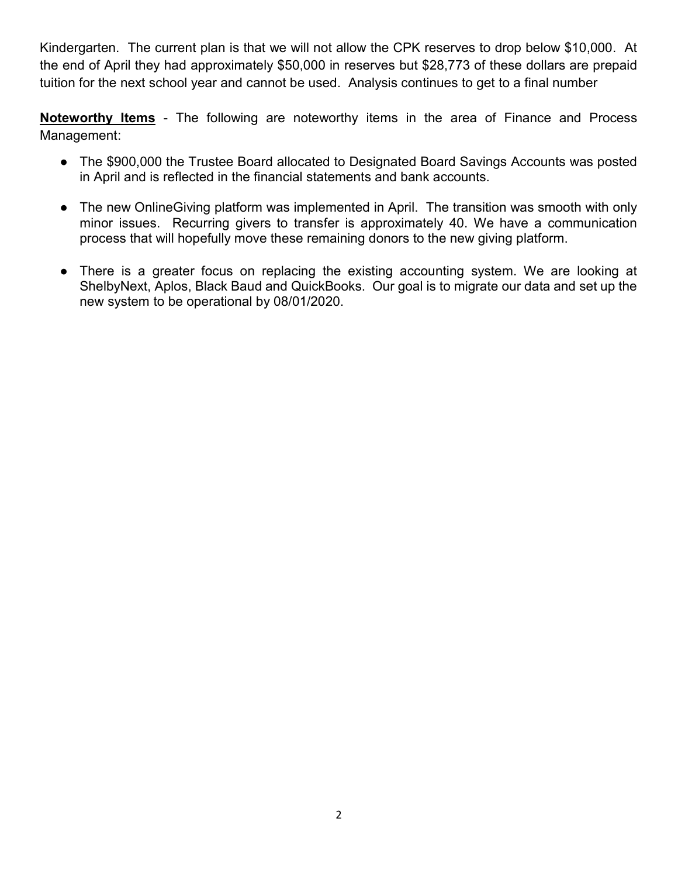Kindergarten. The current plan is that we will not allow the CPK reserves to drop below $10,000. At the end of April they had approximately $50,000 in reserves but $28,773 of these dollars are prepaid tuition for the next school year and cannot be used. Analysis continues to get to a final number

**Noteworthy Items** - The following are noteworthy items in the area of Finance and Process Management:

- The $900,000 the Trustee Board allocated to Designated Board Savings Accounts was posted in April and is reflected in the financial statements and bank accounts.
- The new OnlineGiving platform was implemented in April. The transition was smooth with only minor issues. Recurring givers to transfer is approximately 40. We have a communication process that will hopefully move these remaining donors to the new giving platform.
- There is a greater focus on replacing the existing accounting system. We are looking at ShelbyNext, Aplos, Black Baud and QuickBooks. Our goal is to migrate our data and set up the new system to be operational by 08/01/2020.